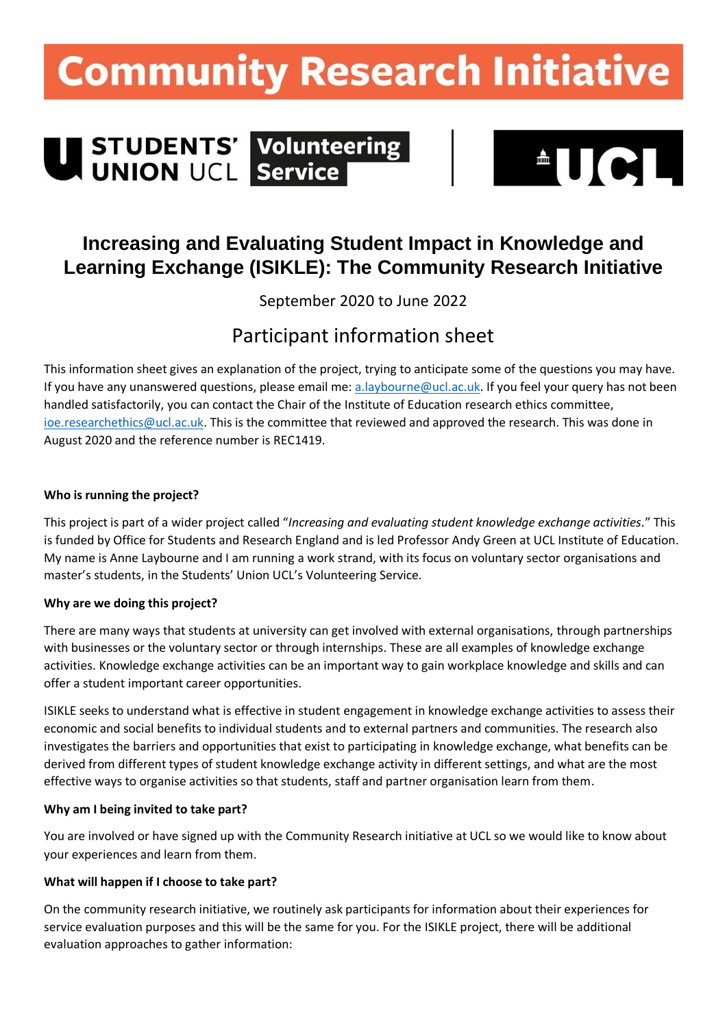# Community Research Initiative

STUDENTS' UNION UCL Volunteering Service | UCL

## Increasing and Evaluating Student Impact in Knowledge and Learning Exchange (ISIKLE): The Community Research Initiative

September 2020 to June 2022

## Participant information sheet

This information sheet gives an explanation of the project, trying to anticipate some of the questions you may have. If you have any unanswered questions, please email me: a.laybourne@ucl.ac.uk. If you feel your query has not been handled satisfactorily, you can contact the Chair of the Institute of Education research ethics committee, ioe.researchethics@ucl.ac.uk. This is the committee that reviewed and approved the research. This was done in August 2020 and the reference number is REC1419.

**Who is running the project?**

This project is part of a wider project called "*Increasing and evaluating student knowledge exchange activities.*" This is funded by Office for Students and Research England and is led Professor Andy Green at UCL Institute of Education. My name is Anne Laybourne and I am running a work strand, with its focus on voluntary sector organisations and master's students, in the Students' Union UCL's Volunteering Service.

**Why are we doing this project?**

There are many ways that students at university can get involved with external organisations, through partnerships with businesses or the voluntary sector or through internships. These are all examples of knowledge exchange activities. Knowledge exchange activities can be an important way to gain workplace knowledge and skills and can offer a student important career opportunities.

ISIKLE seeks to understand what is effective in student engagement in knowledge exchange activities to assess their economic and social benefits to individual students and to external partners and communities. The research also investigates the barriers and opportunities that exist to participating in knowledge exchange, what benefits can be derived from different types of student knowledge exchange activity in different settings, and what are the most effective ways to organise activities so that students, staff and partner organisation learn from them.

**Why am I being invited to take part?**

You are involved or have signed up with the Community Research initiative at UCL so we would like to know about your experiences and learn from them.

**What will happen if I choose to take part?**

On the community research initiative, we routinely ask participants for information about their experiences for service evaluation purposes and this will be the same for you. For the ISIKLE project, there will be additional evaluation approaches to gather information: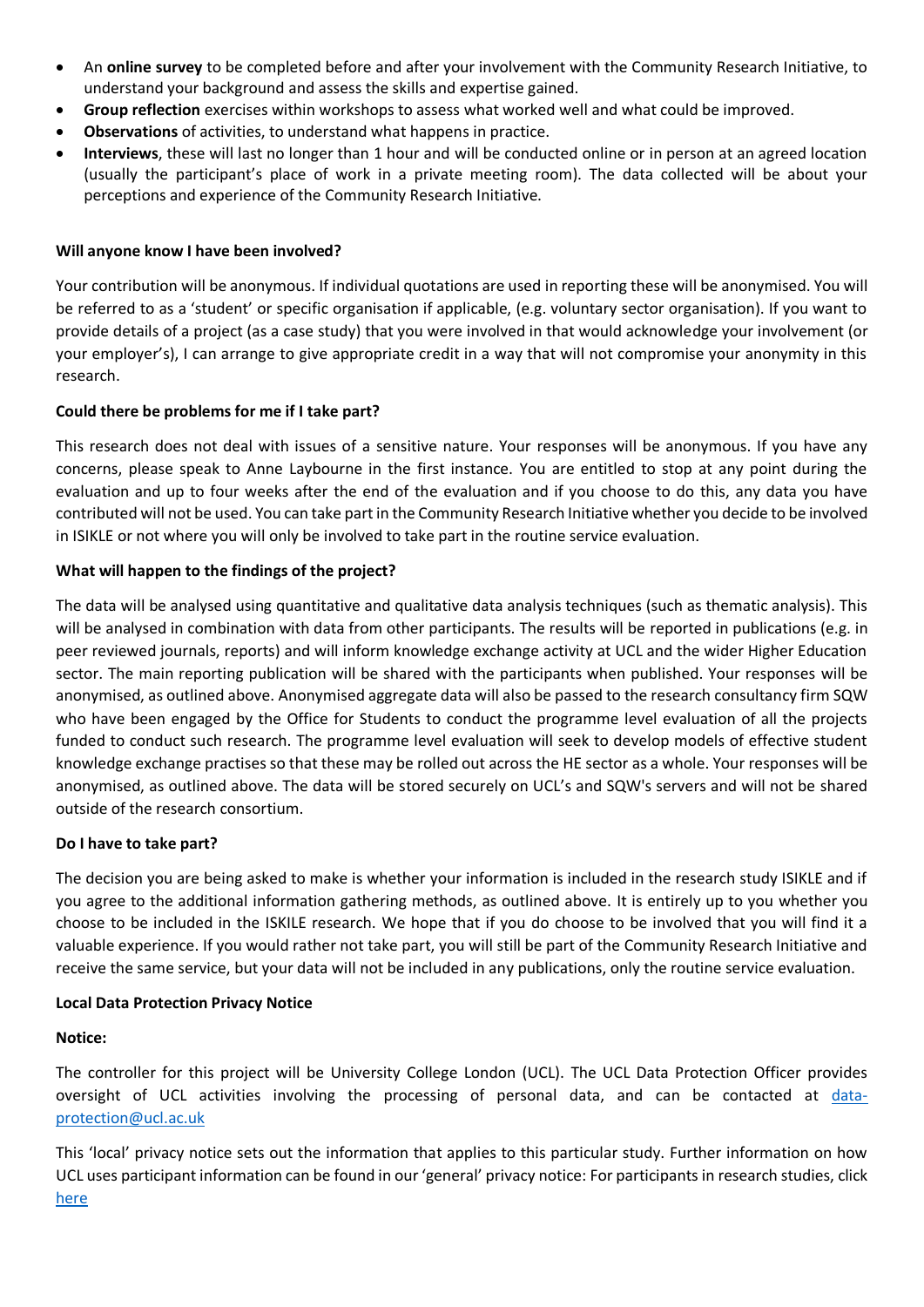- An **online survey** to be completed before and after your involvement with the Community Research Initiative, to understand your background and assess the skills and expertise gained.
- **Group reflection** exercises within workshops to assess what worked well and what could be improved.
- **Observations** of activities, to understand what happens in practice.
- **Interviews**, these will last no longer than 1 hour and will be conducted online or in person at an agreed location (usually the participant's place of work in a private meeting room). The data collected will be about your perceptions and experience of the Community Research Initiative.

**Will anyone know I have been involved?**

Your contribution will be anonymous. If individual quotations are used in reporting these will be anonymised. You will be referred to as a 'student' or specific organisation if applicable, (e.g. voluntary sector organisation). If you want to provide details of a project (as a case study) that you were involved in that would acknowledge your involvement (or your employer's), I can arrange to give appropriate credit in a way that will not compromise your anonymity in this research.

**Could there be problems for me if I take part?**

This research does not deal with issues of a sensitive nature. Your responses will be anonymous. If you have any concerns, please speak to Anne Laybourne in the first instance. You are entitled to stop at any point during the evaluation and up to four weeks after the end of the evaluation and if you choose to do this, any data you have contributed will not be used. You can take part in the Community Research Initiative whether you decide to be involved in ISIKLE or not where you will only be involved to take part in the routine service evaluation.

**What will happen to the findings of the project?**

The data will be analysed using quantitative and qualitative data analysis techniques (such as thematic analysis). This will be analysed in combination with data from other participants. The results will be reported in publications (e.g. in peer reviewed journals, reports) and will inform knowledge exchange activity at UCL and the wider Higher Education sector. The main reporting publication will be shared with the participants when published. Your responses will be anonymised, as outlined above. Anonymised aggregate data will also be passed to the research consultancy firm SQW who have been engaged by the Office for Students to conduct the programme level evaluation of all the projects funded to conduct such research. The programme level evaluation will seek to develop models of effective student knowledge exchange practises so that these may be rolled out across the HE sector as a whole. Your responses will be anonymised, as outlined above. The data will be stored securely on UCL's and SQW's servers and will not be shared outside of the research consortium.

**Do I have to take part?**

The decision you are being asked to make is whether your information is included in the research study ISIKLE and if you agree to the additional information gathering methods, as outlined above. It is entirely up to you whether you choose to be included in the ISKILE research. We hope that if you do choose to be involved that you will find it a valuable experience. If you would rather not take part, you will still be part of the Community Research Initiative and receive the same service, but your data will not be included in any publications, only the routine service evaluation.

**Local Data Protection Privacy Notice**

**Notice:**

The controller for this project will be University College London (UCL). The UCL Data Protection Officer provides oversight of UCL activities involving the processing of personal data, and can be contacted at data-protection@ucl.ac.uk

This 'local' privacy notice sets out the information that applies to this particular study. Further information on how UCL uses participant information can be found in our 'general' privacy notice: For participants in research studies, click here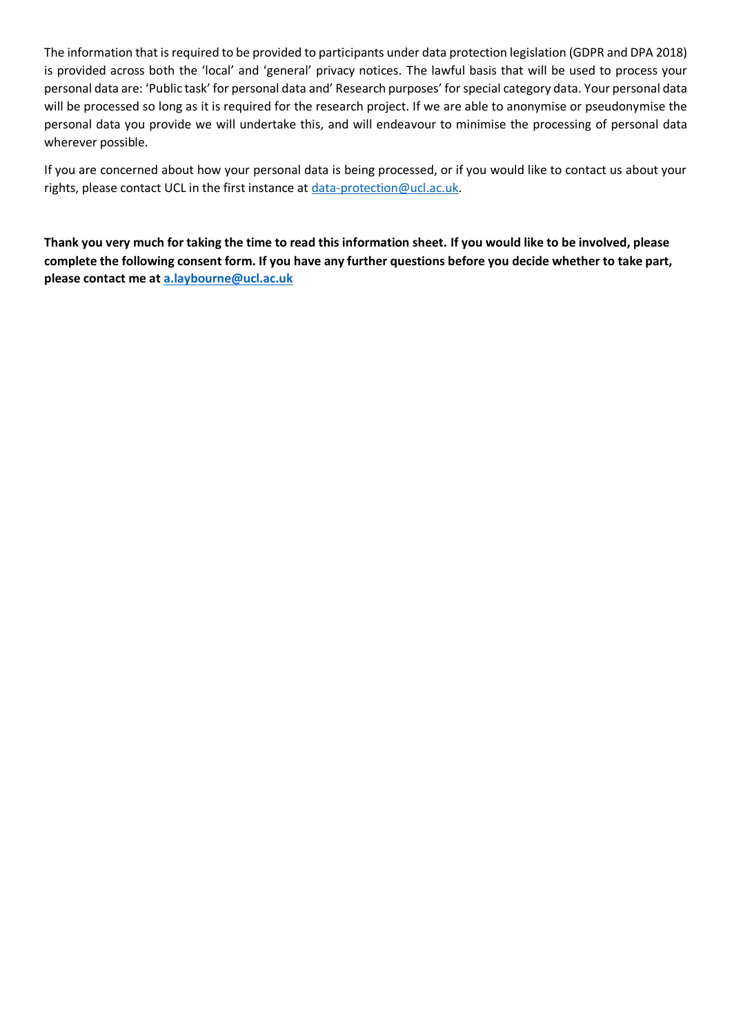The information that is required to be provided to participants under data protection legislation (GDPR and DPA 2018) is provided across both the 'local' and 'general' privacy notices. The lawful basis that will be used to process your personal data are: 'Public task' for personal data and' Research purposes' for special category data. Your personal data will be processed so long as it is required for the research project. If we are able to anonymise or pseudonymise the personal data you provide we will undertake this, and will endeavour to minimise the processing of personal data wherever possible.

If you are concerned about how your personal data is being processed, or if you would like to contact us about your rights, please contact UCL in the first instance at data-protection@ucl.ac.uk.

**Thank you very much for taking the time to read this information sheet. If you would like to be involved, please complete the following consent form. If you have any further questions before you decide whether to take part, please contact me at a.laybourne@ucl.ac.uk**